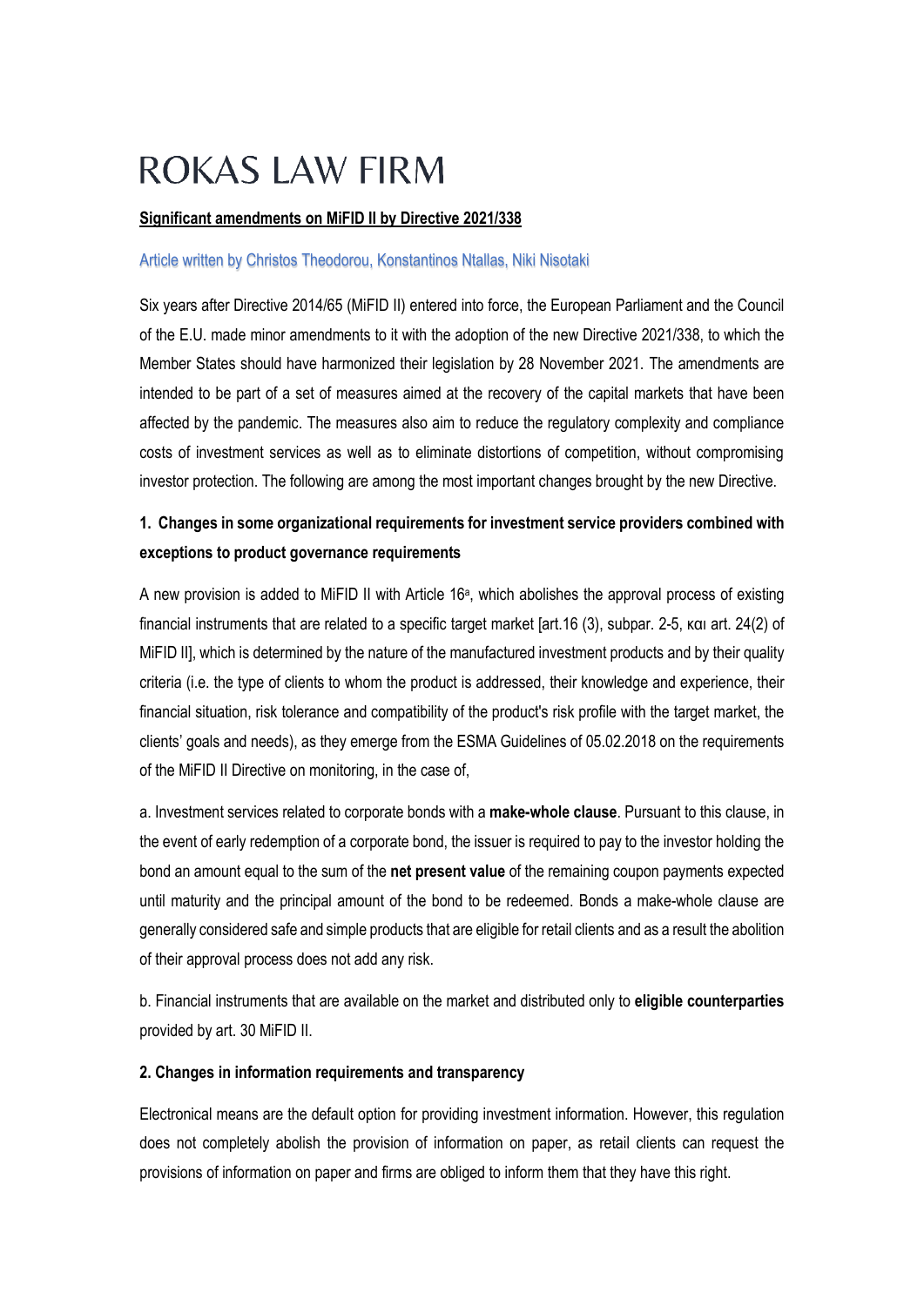# ROKAS LAW FIRM

**Significant amendments on MiFID II by Directive 2021/338**

Article written by Christos Theodorou, Konstantinos Ntallas, Niki Nisotaki

Six years after Directive 2014/65 (MiFID II) entered into force, the European Parliament and the Council of the E.U. made minor amendments to it with the adoption of the new Directive 2021/338, to which the Member States should have harmonized their legislation by 28 November 2021. The amendments are intended to be part of a set of measures aimed at the recovery of the capital markets that have been affected by the pandemic. The measures also aim to reduce the regulatory complexity and compliance costs of investment services as well as to eliminate distortions of competition, without compromising investor protection. The following are among the most important changes brought by the new Directive.

## 1. Changes in some organizational requirements for investment service providers combined with exceptions to product governance requirements

A new provision is added to MiFID II with Article 16[a], which abolishes the approval process of existing financial instruments that are related to a specific target market [art.16 (3), subpar. 2-5, και art. 24(2) of MiFID II], which is determined by the nature of the manufactured investment products and by their quality criteria (i.e. the type of clients to whom the product is addressed, their knowledge and experience, their financial situation, risk tolerance and compatibility of the product's risk profile with the target market, the clients' goals and needs), as they emerge from the ESMA Guidelines of 05.02.2018 on the requirements of the MiFID II Directive on monitoring, in the case of,

a. Investment services related to corporate bonds with a **make-whole clause**. Pursuant to this clause, in the event of early redemption of a corporate bond, the issuer is required to pay to the investor holding the bond an amount equal to the sum of the **net present value** of the remaining coupon payments expected until maturity and the principal amount of the bond to be redeemed. Bonds a make-whole clause are generally considered safe and simple products that are eligible for retail clients and as a result the abolition of their approval process does not add any risk.

b. Financial instruments that are available on the market and distributed only to **eligible counterparties** provided by art. 30 MiFID II.

## 2. Changes in information requirements and transparency

Electronical means are the default option for providing investment information. However, this regulation does not completely abolish the provision of information on paper, as retail clients can request the provisions of information on paper and firms are obliged to inform them that they have this right.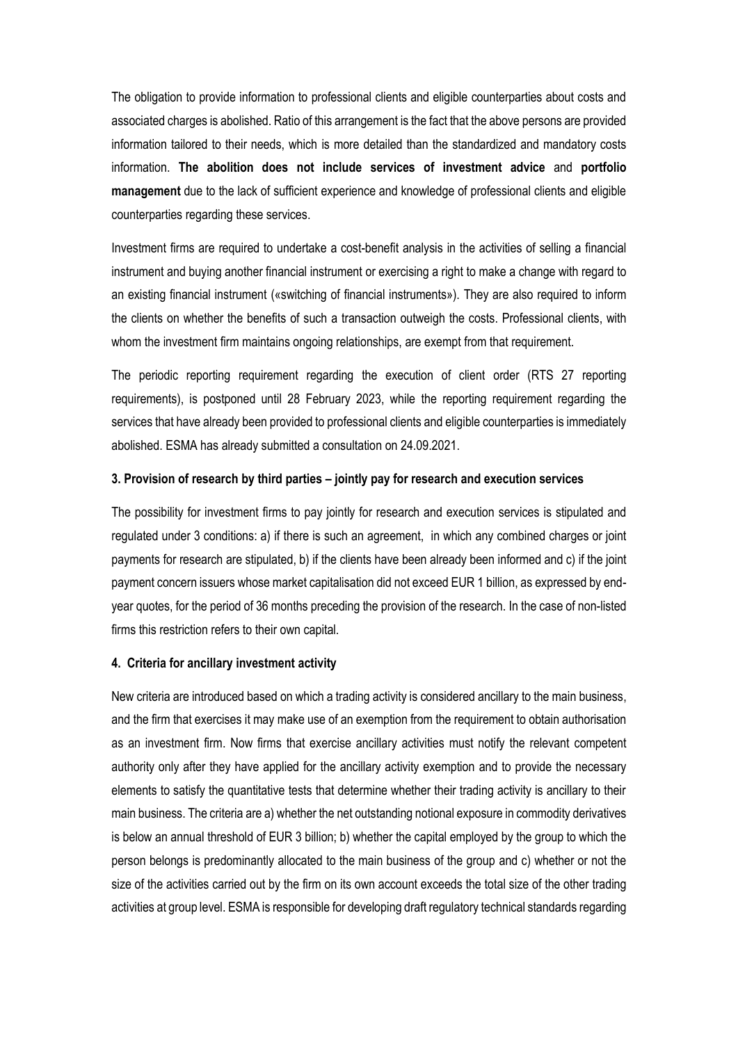The obligation to provide information to professional clients and eligible counterparties about costs and associated charges is abolished. Ratio of this arrangement is the fact that the above persons are provided information tailored to their needs, which is more detailed than the standardized and mandatory costs information. **The abolition does not include services of investment advice** and **portfolio management** due to the lack of sufficient experience and knowledge of professional clients and eligible counterparties regarding these services.

Investment firms are required to undertake a cost-benefit analysis in the activities of selling a financial instrument and buying another financial instrument or exercising a right to make a change with regard to an existing financial instrument («switching of financial instruments»). They are also required to inform the clients on whether the benefits of such a transaction outweigh the costs. Professional clients, with whom the investment firm maintains ongoing relationships, are exempt from that requirement.

The periodic reporting requirement regarding the execution of client order (RTS 27 reporting requirements), is postponed until 28 February 2023, while the reporting requirement regarding the services that have already been provided to professional clients and eligible counterparties is immediately abolished. ESMA has already submitted a consultation on 24.09.2021.

### 3. Provision of research by third parties – jointly pay for research and execution services

The possibility for investment firms to pay jointly for research and execution services is stipulated and regulated under 3 conditions: a) if there is such an agreement, in which any combined charges or joint payments for research are stipulated, b) if the clients have been already been informed and c) if the joint payment concern issuers whose market capitalisation did not exceed EUR 1 billion, as expressed by end-year quotes, for the period of 36 months preceding the provision of the research. In the case of non-listed firms this restriction refers to their own capital.

### 4. Criteria for ancillary investment activity

New criteria are introduced based on which a trading activity is considered ancillary to the main business, and the firm that exercises it may make use of an exemption from the requirement to obtain authorisation as an investment firm. Now firms that exercise ancillary activities must notify the relevant competent authority only after they have applied for the ancillary activity exemption and to provide the necessary elements to satisfy the quantitative tests that determine whether their trading activity is ancillary to their main business. The criteria are a) whether the net outstanding notional exposure in commodity derivatives is below an annual threshold of EUR 3 billion; b) whether the capital employed by the group to which the person belongs is predominantly allocated to the main business of the group and c) whether or not the size of the activities carried out by the firm on its own account exceeds the total size of the other trading activities at group level. ESMA is responsible for developing draft regulatory technical standards regarding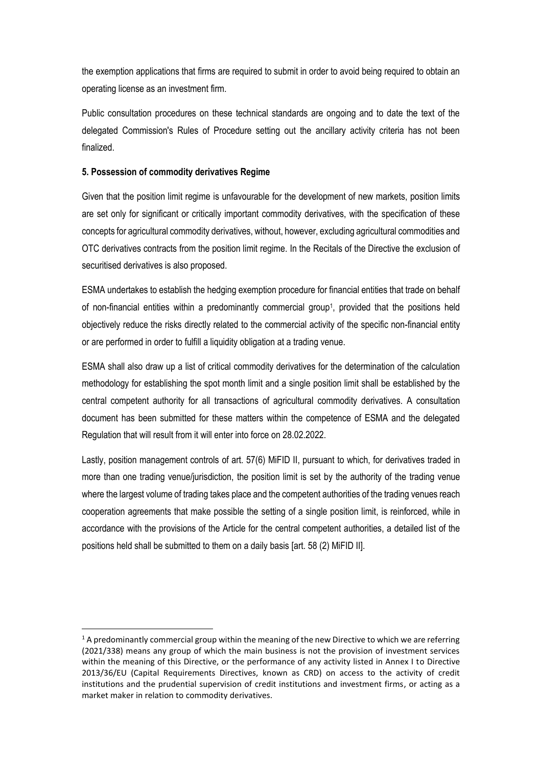the exemption applications that firms are required to submit in order to avoid being required to obtain an operating license as an investment firm.

Public consultation procedures on these technical standards are ongoing and to date the text of the delegated Commission's Rules of Procedure setting out the ancillary activity criteria has not been finalized.

**5. Possession of commodity derivatives Regime**

Given that the position limit regime is unfavourable for the development of new markets, position limits are set only for significant or critically important commodity derivatives, with the specification of these concepts for agricultural commodity derivatives, without, however, excluding agricultural commodities and OTC derivatives contracts from the position limit regime. In the Recitals of the Directive the exclusion of securitised derivatives is also proposed.

ESMA undertakes to establish the hedging exemption procedure for financial entities that trade on behalf of non-financial entities within a predominantly commercial group[1], provided that the positions held objectively reduce the risks directly related to the commercial activity of the specific non-financial entity or are performed in order to fulfill a liquidity obligation at a trading venue.

ESMA shall also draw up a list of critical commodity derivatives for the determination of the calculation methodology for establishing the spot month limit and a single position limit shall be established by the central competent authority for all transactions of agricultural commodity derivatives. A consultation document has been submitted for these matters within the competence of ESMA and the delegated Regulation that will result from it will enter into force on 28.02.2022.

Lastly, position management controls of art. 57(6) MiFID II, pursuant to which, for derivatives traded in more than one trading venue/jurisdiction, the position limit is set by the authority of the trading venue where the largest volume of trading takes place and the competent authorities of the trading venues reach cooperation agreements that make possible the setting of a single position limit, is reinforced, while in accordance with the provisions of the Article for the central competent authorities, a detailed list of the positions held shall be submitted to them on a daily basis [art. 58 (2) MiFID II].

---

[1] A predominantly commercial group within the meaning of the new Directive to which we are referring (2021/338) means any group of which the main business is not the provision of investment services within the meaning of this Directive, or the performance of any activity listed in Annex I to Directive 2013/36/EU (Capital Requirements Directives, known as CRD) on access to the activity of credit institutions and the prudential supervision of credit institutions and investment firms, or acting as a market maker in relation to commodity derivatives.